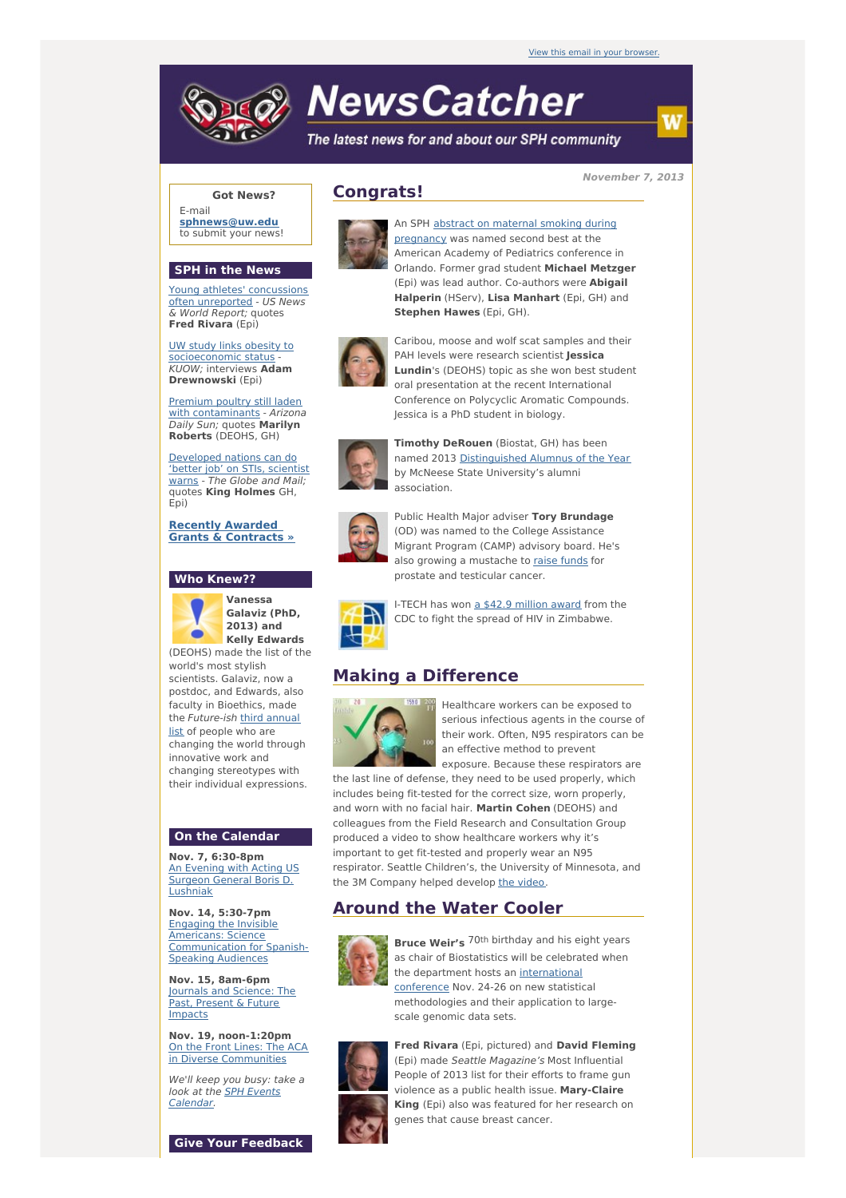View this email in your browser.

# NewsCatcher

*The latest news for and about our SPH community*

**November 7, 2013**

**Got News?**

E-mail **sphnews@uw.edu** to submit your news!

## SPH in the News

Young athletes' concussions often unreported - *US News & World Report;* quotes **Fred Rivara** (Epi)

UW study links obesity to socioeconomic status - *KUOW;* interviews **Adam Drewnowski** (Epi)

Premium poultry still laden with contaminants - *Arizona Daily Sun;* quotes **Marilyn Roberts** (DEOHS, GH)

Developed nations can do 'better job' on STIs, scientist warns - *The Globe and Mail;* quotes **King Holmes** GH, Epi)

**Recently Awarded Grants & Contracts »**

## Who Knew??

**Vanessa Galaviz (PhD, 2013) and Kelly Edwards** (DEOHS) made the list of the world's most stylish scientists. Galaviz, now a postdoc, and Edwards, also faculty in Bioethics, made the *Future-ish* third annual list of people who are changing the world through innovative work and changing stereotypes with their individual expressions.

## On the Calendar

**Nov. 7, 6:30-8pm**
An Evening with Acting US Surgeon General Boris D. Lushniak

**Nov. 14, 5:30-7pm**
Engaging the Invisible Americans: Science Communication for Spanish-Speaking Audiences

**Nov. 15, 8am-6pm**
Journals and Science: The Past, Present & Future Impacts

**Nov. 19, noon-1:20pm**
On the Front Lines: The ACA in Diverse Communities

*We'll keep you busy: take a look at the SPH Events Calendar.*

## Give Your Feedback

## Congrats!

An SPH abstract on maternal smoking during pregnancy was named second best at the American Academy of Pediatrics conference in Orlando. Former grad student **Michael Metzger** (Epi) was lead author. Co-authors were **Abigail Halperin** (HServ), **Lisa Manhart** (Epi, GH) and **Stephen Hawes** (Epi, GH).

Caribou, moose and wolf scat samples and their PAH levels were research scientist **Jessica Lundin**'s (DEOHS) topic as she won best student oral presentation at the recent International Conference on Polycyclic Aromatic Compounds. Jessica is a PhD student in biology.

**Timothy DeRouen** (Biostat, GH) has been named 2013 Distinguished Alumnus of the Year by McNeese State University's alumni association.

Public Health Major adviser **Tory Brundage** (OD) was named to the College Assistance Migrant Program (CAMP) advisory board. He's also growing a mustache to raise funds for prostate and testicular cancer.

I-TECH has won a $42.9 million award from the CDC to fight the spread of HIV in Zimbabwe.

## Making a Difference

Healthcare workers can be exposed to serious infectious agents in the course of their work. Often, N95 respirators can be an effective method to prevent exposure. Because these respirators are the last line of defense, they need to be used properly, which includes being fit-tested for the correct size, worn properly, and worn with no facial hair. **Martin Cohen** (DEOHS) and colleagues from the Field Research and Consultation Group produced a video to show healthcare workers why it's important to get fit-tested and properly wear an N95 respirator. Seattle Children's, the University of Minnesota, and the 3M Company helped develop the video.

## Around the Water Cooler

**Bruce Weir's** 70th birthday and his eight years as chair of Biostatistics will be celebrated when the department hosts an international conference Nov. 24-26 on new statistical methodologies and their application to large-scale genomic data sets.

**Fred Rivara** (Epi, pictured) and **David Fleming** (Epi) made *Seattle Magazine's* Most Influential People of 2013 list for their efforts to frame gun violence as a public health issue. **Mary-Claire King** (Epi) also was featured for her research on genes that cause breast cancer.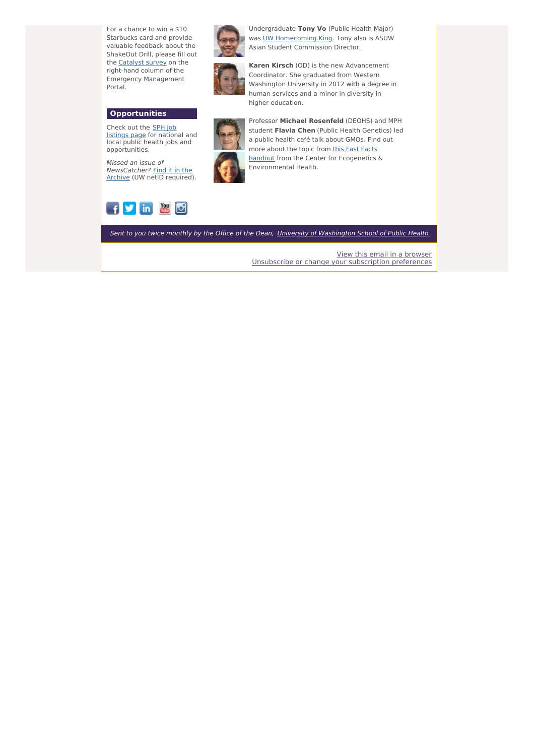For a chance to win a $10 Starbucks card and provide valuable feedback about the ShakeOut Drill, please fill out the Catalyst survey on the right-hand column of the Emergency Management Portal.

## Opportunities

Check out the SPH job listings page for national and local public health jobs and opportunities.

*Missed an issue of NewsCatcher?* Find it in the Archive (UW netID required).

Undergraduate **Tony Vo** (Public Health Major) was UW Homecoming King. Tony also is ASUW Asian Student Commission Director.

**Karen Kirsch** (OD) is the new Advancement Coordinator. She graduated from Western Washington University in 2012 with a degree in human services and a minor in diversity in higher education.

Professor **Michael Rosenfeld** (DEOHS) and MPH student **Flavia Chen** (Public Health Genetics) led a public health café talk about GMOs. Find out more about the topic from this Fast Facts handout from the Center for Ecogenetics & Environmental Health.

*Sent to you twice monthly by the Office of the Dean, University of Washington School of Public Health*

View this email in a browser
Unsubscribe or change your subscription preferences